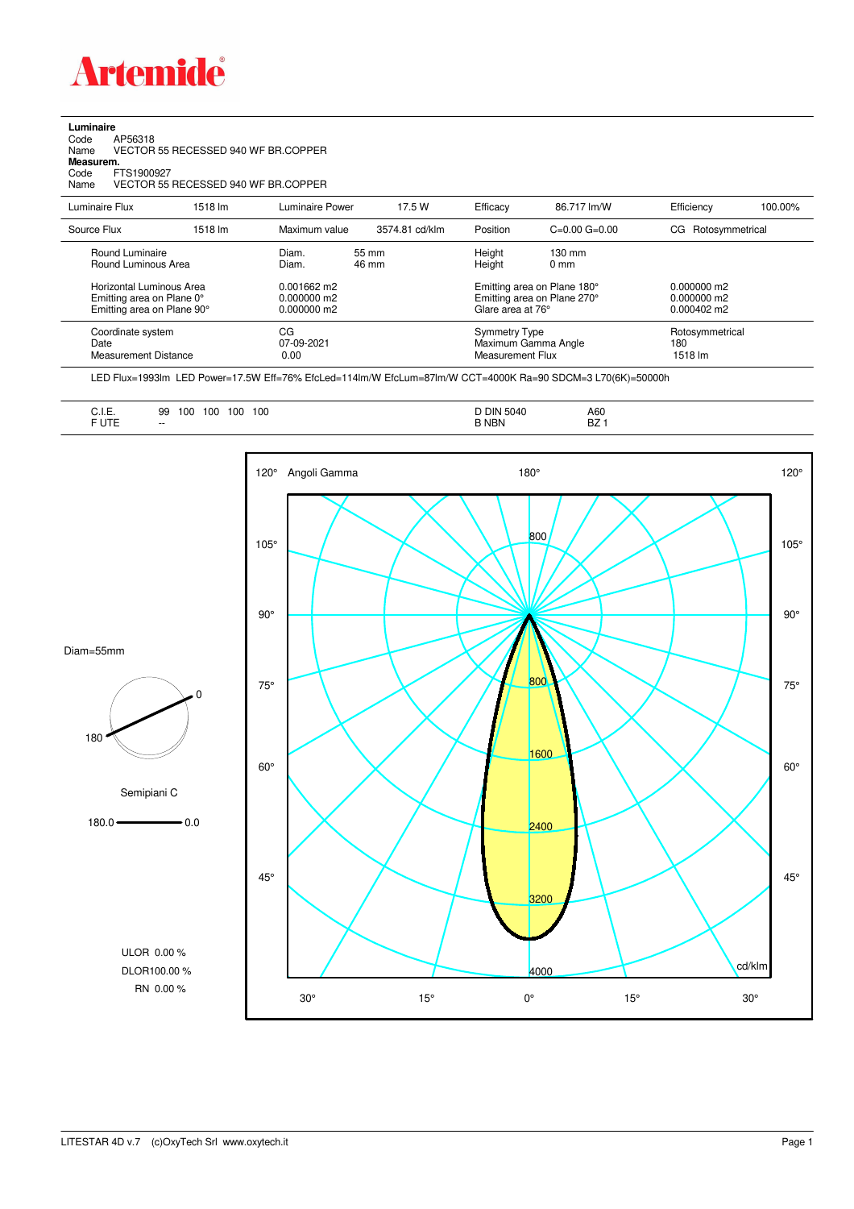**Luminaire**

Code AP56318
Name VECTOR 55 RECESSED 940 WF BR.COPPER

**Measurem.**

Code FTS1900927
Name VECTOR 55 RECESSED 940 WF BR.COPPER

| Luminaire Flux | 1518 lm | Luminaire Power | 17.5 W | Efficacy | 86.717 lm/W | Efficiency | 100.00% |
|---|---|---|---|---|---|---|---|
| Source Flux | 1518 lm | Maximum value | 3574.81 cd/klm | Position | C=0.00 G=0.00 | CG | Rotosymmetrical |

| | | | | |
|---|---|---|---|---|
| Round Luminaire | Diam. 55 mm | Height 130 mm | | |
| Round Luminous Area | Diam. 46 mm | Height 0 mm | | |
| Horizontal Luminous Area | 0.001662 m2 | Emitting area on Plane 180° | 0.000000 m2 | |
| Emitting area on Plane 0° | 0.000000 m2 | Emitting area on Plane 270° | 0.000000 m2 | |
| Emitting area on Plane 90° | 0.000000 m2 | Glare area at 76° | 0.000402 m2 | |

| | | | |
|---|---|---|---|
| Coordinate system | CG | Symmetry Type | Rotosymmetrical |
| Date | 07-09-2021 | Maximum Gamma Angle | 180 |
| Measurement Distance | 0.00 | Measurement Flux | 1518 lm |

LED Flux=1993lm LED Power=17.5W Eff=76% EfcLed=114lm/W EfcLum=87lm/W CCT=4000K Ra=90 SDCM=3 L70(6K)=50000h

| | | | |
|---|---|---|---|
| C.I.E. | 99 100 100 100 100 | D DIN 5040 | A60 |
| F UTE | -- | B NBN | BZ 1 |

Diam=55mm

Semipiani C

180.0 — 0.0

ULOR 0.00 %
DLOR 100.00 %
RN 0.00 %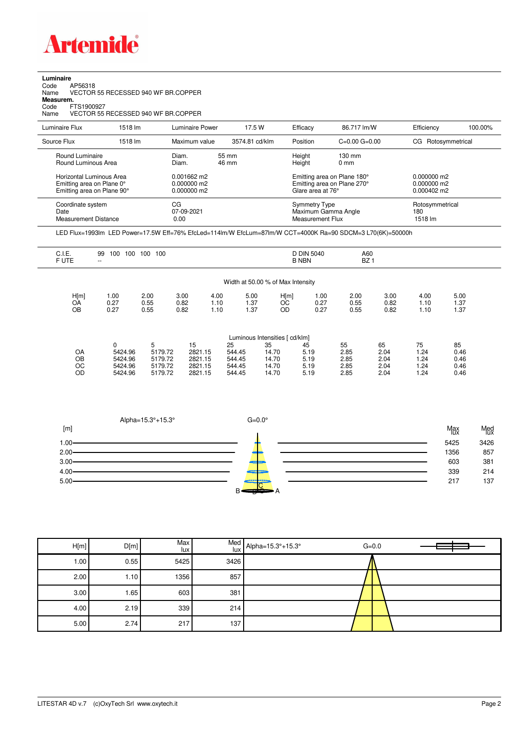**Artemide**

**Luminaire**
Code AP56318
Name VECTOR 55 RECESSED 940 WF BR.COPPER
**Measurem.**
Code FTS1900927
Name VECTOR 55 RECESSED 940 WF BR.COPPER

| | | | | | | | |
|---|---|---|---|---|---|---|---|
| Luminaire Flux | 1518 lm | Luminaire Power | 17.5 W | Efficacy | 86.717 lm/W | Efficiency | 100.00% |
| Source Flux | 1518 lm | Maximum value | 3574.81 cd/klm | Position | C=0.00 G=0.00 | CG | Rotosymmetrical |

| | | | | | |
|---|---|---|---|---|---|
| Round Luminaire | Diam. | 55 mm | Height | 130 mm | |
| Round Luminous Area | Diam. | 46 mm | Height | 0 mm | |
| Horizontal Luminous Area | 0.001662 m2 | | Emitting area on Plane 180° | | 0.000000 m2 |
| Emitting area on Plane 0° | 0.000000 m2 | | Emitting area on Plane 270° | | 0.000000 m2 |
| Emitting area on Plane 90° | 0.000000 m2 | | Glare area at 76° | | 0.000402 m2 |

| | | | |
|---|---|---|---|
| Coordinate system | CG | Symmetry Type | Rotosymmetrical |
| Date | 07-09-2021 | Maximum Gamma Angle | 180 |
| Measurement Distance | 0.00 | Measurement Flux | 1518 lm |

LED Flux=1993lm LED Power=17.5W Eff=76% EfcLed=114lm/W EfcLum=87lm/W CCT=4000K Ra=90 SDCM=3 L70(6K)=50000h

| | | | |
|---|---|---|---|
| C.I.E. | 99 100 100 100 100 | D DIN 5040 | A60 |
| F UTE | -- | B NBN | BZ 1 |

Width at 50.00 % of Max Intensity

| H[m] | 1.00 | 2.00 | 3.00 | 4.00 | 5.00 | H[m] | 1.00 | 2.00 | 3.00 | 4.00 | 5.00 |
|---|---|---|---|---|---|---|---|---|---|---|---|
| OA | 0.27 | 0.55 | 0.82 | 1.10 | 1.37 | OC | 0.27 | 0.55 | 0.82 | 1.10 | 1.37 |
| OB | 0.27 | 0.55 | 0.82 | 1.10 | 1.37 | OD | 0.27 | 0.55 | 0.82 | 1.10 | 1.37 |

Luminous Intensities [ cd/klm]

| | 0 | 5 | 15 | 25 | 35 | 45 | 55 | 65 | 75 | 85 |
|---|---|---|---|---|---|---|---|---|---|---|
| OA | 5424.96 | 5179.72 | 2821.15 | 544.45 | 14.70 | 5.19 | 2.85 | 2.04 | 1.24 | 0.46 |
| OB | 5424.96 | 5179.72 | 2821.15 | 544.45 | 14.70 | 5.19 | 2.85 | 2.04 | 1.24 | 0.46 |
| OC | 5424.96 | 5179.72 | 2821.15 | 544.45 | 14.70 | 5.19 | 2.85 | 2.04 | 1.24 | 0.46 |
| OD | 5424.96 | 5179.72 | 2821.15 | 544.45 | 14.70 | 5.19 | 2.85 | 2.04 | 1.24 | 0.46 |

Alpha=15.3°+15.3°
G=0.0°
[m]
Max lux
Med lux
1.00 5425 3426
2.00 1356 857
3.00 603 381
4.00 339 214
5.00 217 137
B C D A

| H[m] | D[m] | Max lux | Med lux | Alpha=15.3°+15.3° G=0.0 |
|---|---|---|---|---|
| 1.00 | 0.55 | 5425 | 3426 | |
| 2.00 | 1.10 | 1356 | 857 | |
| 3.00 | 1.65 | 603 | 381 | |
| 4.00 | 2.19 | 339 | 214 | |
| 5.00 | 2.74 | 217 | 137 | |

LITESTAR 4D v.7 (c)OxyTech Srl www.oxytech.it